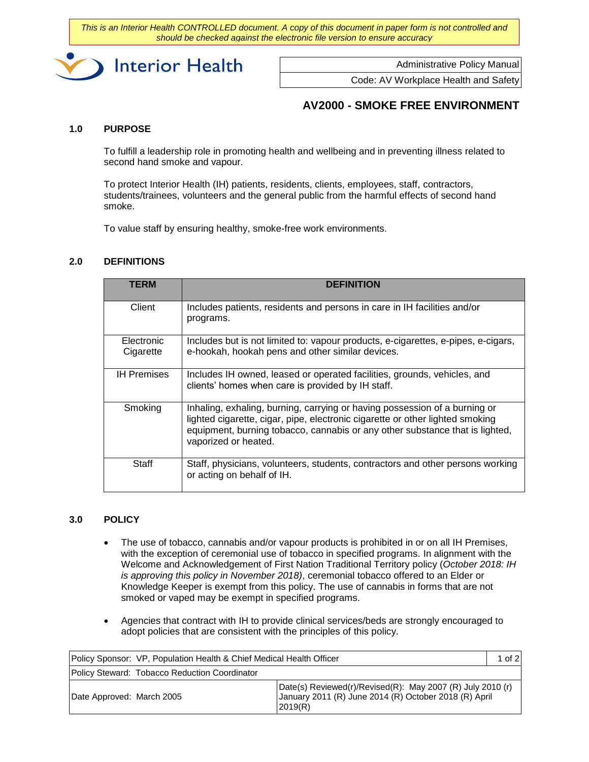*This is an Interior Health CONTROLLED document. A copy of this document in paper form is not controlled and should be checked against the electronic file version to ensure accuracy*

Interior Health

| Administrative Policy Manual |
|---|
| Code: AV Workplace Health and Safety |

# AV2000 - SMOKE FREE ENVIRONMENT

## 1.0 PURPOSE

To fulfill a leadership role in promoting health and wellbeing and in preventing illness related to second hand smoke and vapour.

To protect Interior Health (IH) patients, residents, clients, employees, staff, contractors, students/trainees, volunteers and the general public from the harmful effects of second hand smoke.

To value staff by ensuring healthy, smoke-free work environments.

## 2.0 DEFINITIONS

| TERM | DEFINITION |
|---|---|
| Client | Includes patients, residents and persons in care in IH facilities and/or programs. |
| Electronic Cigarette | Includes but is not limited to: vapour products, e-cigarettes, e-pipes, e-cigars, e-hookah, hookah pens and other similar devices. |
| IH Premises | Includes IH owned, leased or operated facilities, grounds, vehicles, and clients' homes when care is provided by IH staff. |
| Smoking | Inhaling, exhaling, burning, carrying or having possession of a burning or lighted cigarette, cigar, pipe, electronic cigarette or other lighted smoking equipment, burning tobacco, cannabis or any other substance that is lighted, vaporized or heated. |
| Staff | Staff, physicians, volunteers, students, contractors and other persons working or acting on behalf of IH. |

## 3.0 POLICY

- The use of tobacco, cannabis and/or vapour products is prohibited in or on all IH Premises, with the exception of ceremonial use of tobacco in specified programs. In alignment with the Welcome and Acknowledgement of First Nation Traditional Territory policy (*October 2018: IH is approving this policy in November 2018)*, ceremonial tobacco offered to an Elder or Knowledge Keeper is exempt from this policy. The use of cannabis in forms that are not smoked or vaped may be exempt in specified programs.

- Agencies that contract with IH to provide clinical services/beds are strongly encouraged to adopt policies that are consistent with the principles of this policy.

| Policy Sponsor: VP, Population Health & Chief Medical Health Officer | |
|---|---|
| Policy Steward: Tobacco Reduction Coordinator | |
| Date Approved: March 2005 | Date(s) Reviewed(r)/Revised(R): May 2007 (R) July 2010 (r) January 2011 (R) June 2014 (R) October 2018 (R) April 2019(R) |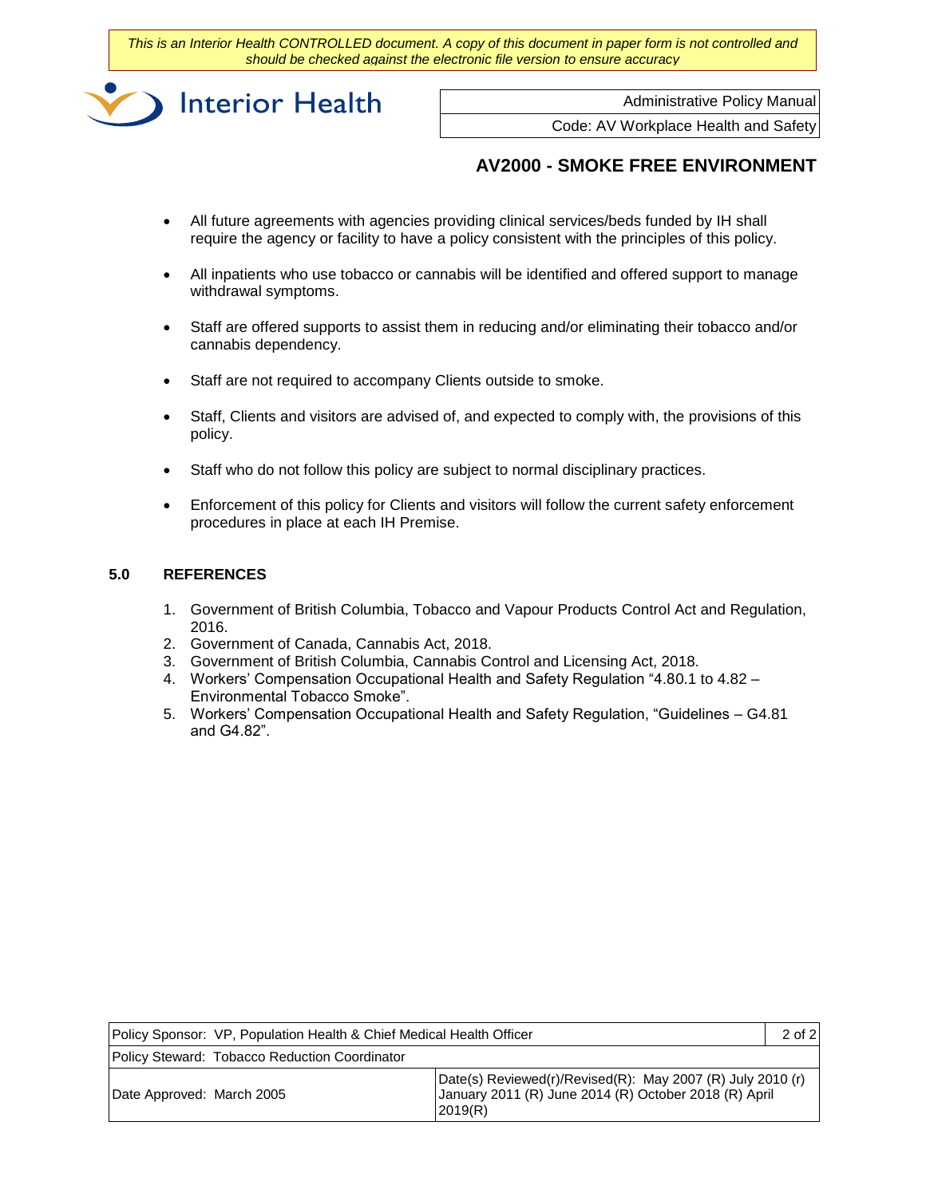- All future agreements with agencies providing clinical services/beds funded by IH shall require the agency or facility to have a policy consistent with the principles of this policy.

- All inpatients who use tobacco or cannabis will be identified and offered support to manage withdrawal symptoms.

- Staff are offered supports to assist them in reducing and/or eliminating their tobacco and/or cannabis dependency.

- Staff are not required to accompany Clients outside to smoke.

- Staff, Clients and visitors are advised of, and expected to comply with, the provisions of this policy.

- Staff who do not follow this policy are subject to normal disciplinary practices.

- Enforcement of this policy for Clients and visitors will follow the current safety enforcement procedures in place at each IH Premise.

## 5.0 REFERENCES

1. Government of British Columbia, Tobacco and Vapour Products Control Act and Regulation, 2016.
2. Government of Canada, Cannabis Act, 2018.
3. Government of British Columbia, Cannabis Control and Licensing Act, 2018.
4. Workers' Compensation Occupational Health and Safety Regulation "4.80.1 to 4.82 – Environmental Tobacco Smoke".
5. Workers' Compensation Occupational Health and Safety Regulation, "Guidelines – G4.81 and G4.82".

| | |
|---|---|
| Policy Sponsor: VP, Population Health & Chief Medical Health Officer | |
| Policy Steward: Tobacco Reduction Coordinator | |
| Date Approved: March 2005 | Date(s) Reviewed(r)/Revised(R): May 2007 (R) July 2010 (r) January 2011 (R) June 2014 (R) October 2018 (R) April 2019(R) |